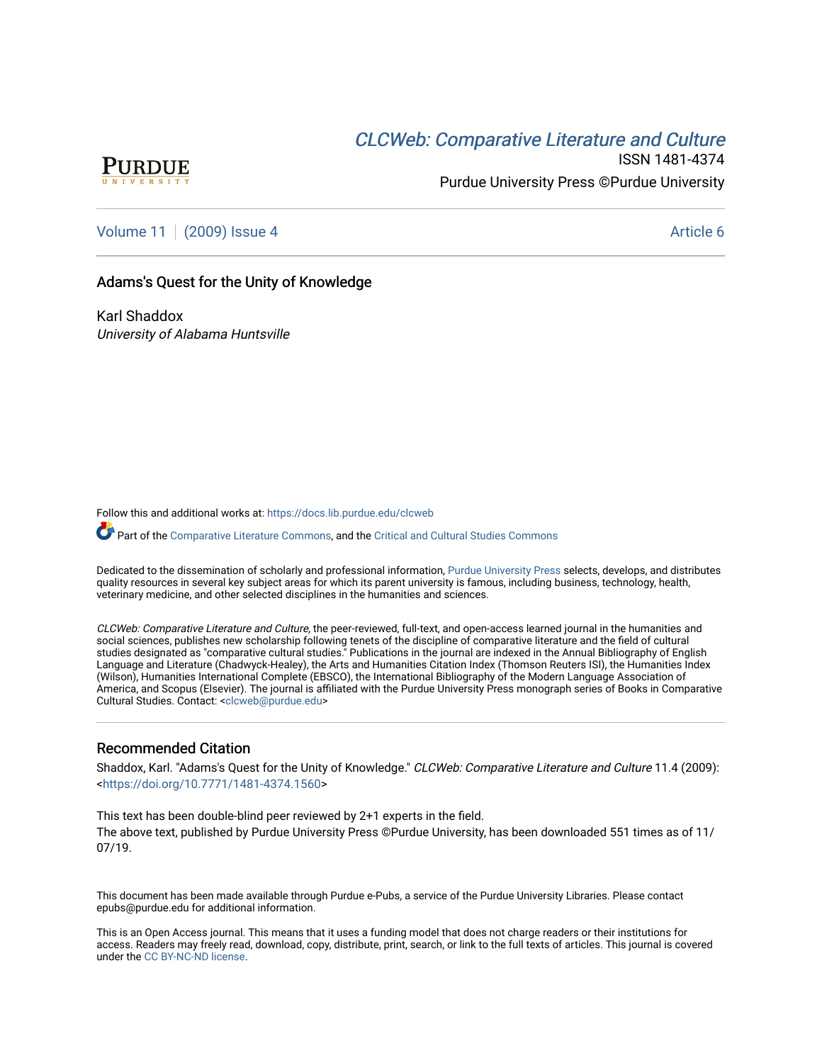CLCWeb: Comparative Literature and Culture

ISSN 1481-4374

Purdue University Press ©Purdue University

Volume 11 | (2009) Issue 4 Article 6

# Adams's Quest for the Unity of Knowledge

Karl Shaddox

*University of Alabama Huntsville*

Follow this and additional works at: https://docs.lib.purdue.edu/clcweb

Part of the Comparative Literature Commons, and the Critical and Cultural Studies Commons

Dedicated to the dissemination of scholarly and professional information, Purdue University Press selects, develops, and distributes quality resources in several key subject areas for which its parent university is famous, including business, technology, health, veterinary medicine, and other selected disciplines in the humanities and sciences.

*CLCWeb: Comparative Literature and Culture*, the peer-reviewed, full-text, and open-access learned journal in the humanities and social sciences, publishes new scholarship following tenets of the discipline of comparative literature and the field of cultural studies designated as "comparative cultural studies." Publications in the journal are indexed in the Annual Bibliography of English Language and Literature (Chadwyck-Healey), the Arts and Humanities Citation Index (Thomson Reuters ISI), the Humanities Index (Wilson), Humanities International Complete (EBSCO), the International Bibliography of the Modern Language Association of America, and Scopus (Elsevier). The journal is affiliated with the Purdue University Press monograph series of Books in Comparative Cultural Studies. Contact: <clcweb@purdue.edu>

## Recommended Citation

Shaddox, Karl. "Adams's Quest for the Unity of Knowledge." *CLCWeb: Comparative Literature and Culture* 11.4 (2009): <https://doi.org/10.7771/1481-4374.1560>

This text has been double-blind peer reviewed by 2+1 experts in the field.

The above text, published by Purdue University Press ©Purdue University, has been downloaded 551 times as of 11/07/19.

This document has been made available through Purdue e-Pubs, a service of the Purdue University Libraries. Please contact epubs@purdue.edu for additional information.

This is an Open Access journal. This means that it uses a funding model that does not charge readers or their institutions for access. Readers may freely read, download, copy, distribute, print, search, or link to the full texts of articles. This journal is covered under the CC BY-NC-ND license.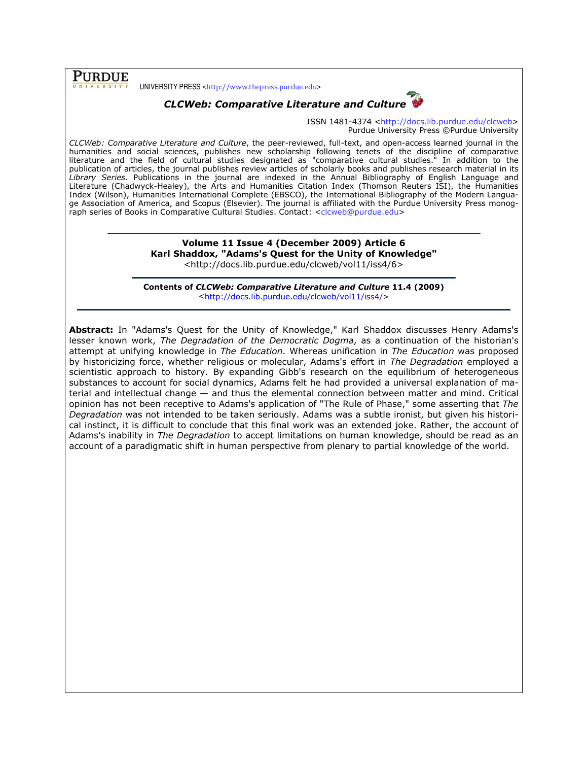**PURDUE** UNIVERSITY PRESS <http://www.thepress.purdue.edu>

***CLCWeb: Comparative Literature and Culture***

ISSN 1481-4374 <http://docs.lib.purdue.edu/clcweb>
Purdue University Press ©Purdue University

*CLCWeb: Comparative Literature and Culture*, the peer-reviewed, full-text, and open-access learned journal in the humanities and social sciences, publishes new scholarship following tenets of the discipline of comparative literature and the field of cultural studies designated as "comparative cultural studies." In addition to the publication of articles, the journal publishes review articles of scholarly books and publishes research material in its *Library Series.* Publications in the journal are indexed in the Annual Bibliography of English Language and Literature (Chadwyck-Healey), the Arts and Humanities Citation Index (Thomson Reuters ISI), the Humanities Index (Wilson), Humanities International Complete (EBSCO), the International Bibliography of the Modern Language Association of America, and Scopus (Elsevier). The journal is affiliated with the Purdue University Press monograph series of Books in Comparative Cultural Studies. Contact: <clcweb@purdue.edu>

**Volume 11 Issue 4 (December 2009) Article 6**
**Karl Shaddox, "Adams's Quest for the Unity of Knowledge"**
<http://docs.lib.purdue.edu/clcweb/vol11/iss4/6>

**Contents of *CLCWeb: Comparative Literature and Culture* 11.4 (2009)**
<http://docs.lib.purdue.edu/clcweb/vol11/iss4/>

**Abstract:** In "Adams's Quest for the Unity of Knowledge," Karl Shaddox discusses Henry Adams's lesser known work, *The Degradation of the Democratic Dogma*, as a continuation of the historian's attempt at unifying knowledge in *The Education*. Whereas unification in *The Education* was proposed by historicizing force, whether religious or molecular, Adams's effort in *The Degradation* employed a scientistic approach to history. By expanding Gibb's research on the equilibrium of heterogeneous substances to account for social dynamics, Adams felt he had provided a universal explanation of material and intellectual change — and thus the elemental connection between matter and mind. Critical opinion has not been receptive to Adams's application of "The Rule of Phase," some asserting that *The Degradation* was not intended to be taken seriously. Adams was a subtle ironist, but given his historical instinct, it is difficult to conclude that this final work was an extended joke. Rather, the account of Adams's inability in *The Degradation* to accept limitations on human knowledge, should be read as an account of a paradigmatic shift in human perspective from plenary to partial knowledge of the world.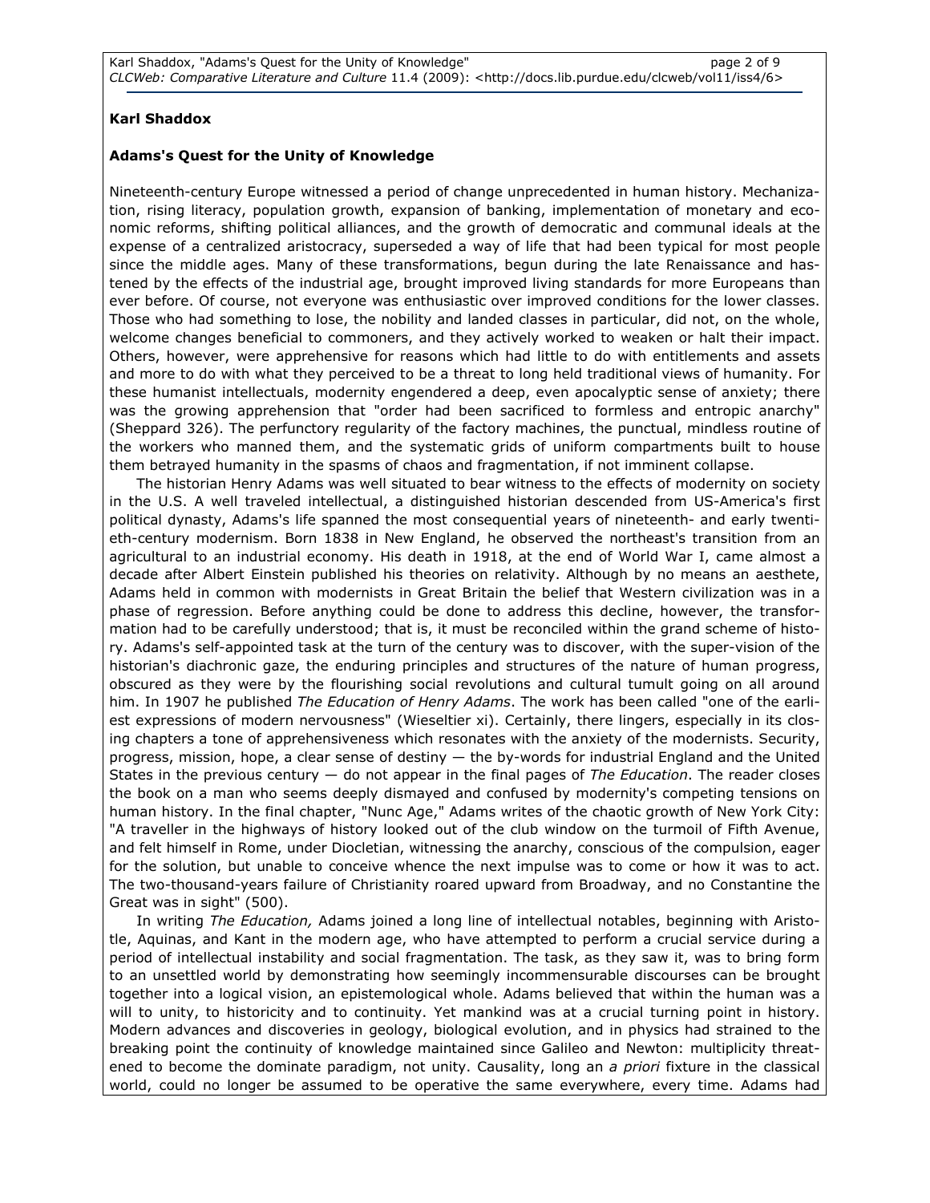**Karl Shaddox**

**Adams's Quest for the Unity of Knowledge**

Nineteenth-century Europe witnessed a period of change unprecedented in human history. Mechanization, rising literacy, population growth, expansion of banking, implementation of monetary and economic reforms, shifting political alliances, and the growth of democratic and communal ideals at the expense of a centralized aristocracy, superseded a way of life that had been typical for most people since the middle ages. Many of these transformations, begun during the late Renaissance and hastened by the effects of the industrial age, brought improved living standards for more Europeans than ever before. Of course, not everyone was enthusiastic over improved conditions for the lower classes. Those who had something to lose, the nobility and landed classes in particular, did not, on the whole, welcome changes beneficial to commoners, and they actively worked to weaken or halt their impact. Others, however, were apprehensive for reasons which had little to do with entitlements and assets and more to do with what they perceived to be a threat to long held traditional views of humanity. For these humanist intellectuals, modernity engendered a deep, even apocalyptic sense of anxiety; there was the growing apprehension that "order had been sacrificed to formless and entropic anarchy" (Sheppard 326). The perfunctory regularity of the factory machines, the punctual, mindless routine of the workers who manned them, and the systematic grids of uniform compartments built to house them betrayed humanity in the spasms of chaos and fragmentation, if not imminent collapse.

The historian Henry Adams was well situated to bear witness to the effects of modernity on society in the U.S. A well traveled intellectual, a distinguished historian descended from US-America's first political dynasty, Adams's life spanned the most consequential years of nineteenth- and early twentieth-century modernism. Born 1838 in New England, he observed the northeast's transition from an agricultural to an industrial economy. His death in 1918, at the end of World War I, came almost a decade after Albert Einstein published his theories on relativity. Although by no means an aesthete, Adams held in common with modernists in Great Britain the belief that Western civilization was in a phase of regression. Before anything could be done to address this decline, however, the transformation had to be carefully understood; that is, it must be reconciled within the grand scheme of history. Adams's self-appointed task at the turn of the century was to discover, with the super-vision of the historian's diachronic gaze, the enduring principles and structures of the nature of human progress, obscured as they were by the flourishing social revolutions and cultural tumult going on all around him. In 1907 he published *The Education of Henry Adams*. The work has been called "one of the earliest expressions of modern nervousness" (Wieseltier xi). Certainly, there lingers, especially in its closing chapters a tone of apprehensiveness which resonates with the anxiety of the modernists. Security, progress, mission, hope, a clear sense of destiny — the by-words for industrial England and the United States in the previous century — do not appear in the final pages of *The Education*. The reader closes the book on a man who seems deeply dismayed and confused by modernity's competing tensions on human history. In the final chapter, "Nunc Age," Adams writes of the chaotic growth of New York City: "A traveller in the highways of history looked out of the club window on the turmoil of Fifth Avenue, and felt himself in Rome, under Diocletian, witnessing the anarchy, conscious of the compulsion, eager for the solution, but unable to conceive whence the next impulse was to come or how it was to act. The two-thousand-years failure of Christianity roared upward from Broadway, and no Constantine the Great was in sight" (500).

In writing *The Education,* Adams joined a long line of intellectual notables, beginning with Aristotle, Aquinas, and Kant in the modern age, who have attempted to perform a crucial service during a period of intellectual instability and social fragmentation. The task, as they saw it, was to bring form to an unsettled world by demonstrating how seemingly incommensurable discourses can be brought together into a logical vision, an epistemological whole. Adams believed that within the human was a will to unity, to historicity and to continuity. Yet mankind was at a crucial turning point in history. Modern advances and discoveries in geology, biological evolution, and in physics had strained to the breaking point the continuity of knowledge maintained since Galileo and Newton: multiplicity threatened to become the dominate paradigm, not unity. Causality, long an *a priori* fixture in the classical world, could no longer be assumed to be operative the same everywhere, every time. Adams had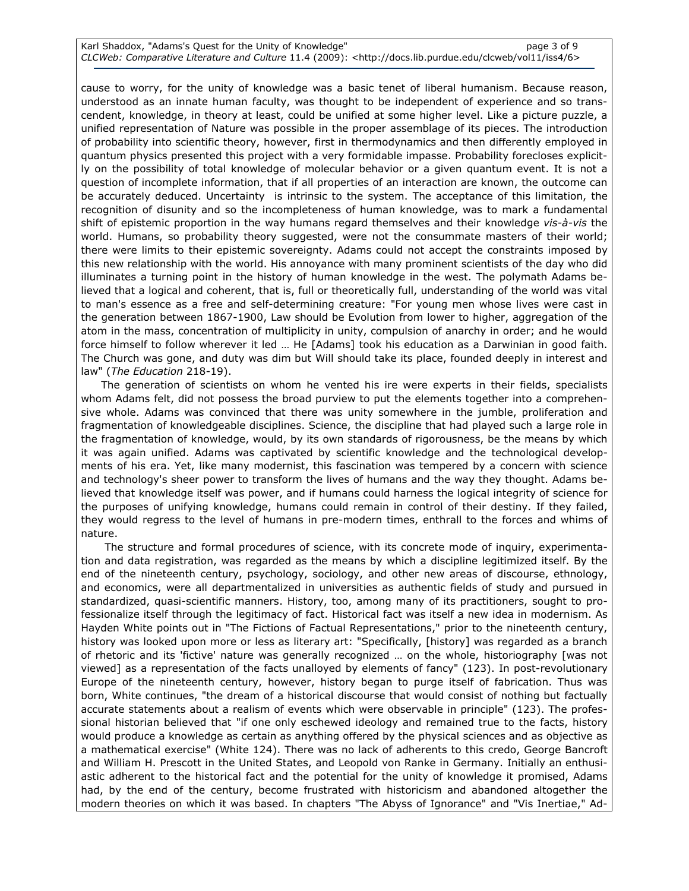cause to worry, for the unity of knowledge was a basic tenet of liberal humanism. Because reason, understood as an innate human faculty, was thought to be independent of experience and so transcendent, knowledge, in theory at least, could be unified at some higher level. Like a picture puzzle, a unified representation of Nature was possible in the proper assemblage of its pieces. The introduction of probability into scientific theory, however, first in thermodynamics and then differently employed in quantum physics presented this project with a very formidable impasse. Probability forecloses explicitly on the possibility of total knowledge of molecular behavior or a given quantum event. It is not a question of incomplete information, that if all properties of an interaction are known, the outcome can be accurately deduced. Uncertainty is intrinsic to the system. The acceptance of this limitation, the recognition of disunity and so the incompleteness of human knowledge, was to mark a fundamental shift of epistemic proportion in the way humans regard themselves and their knowledge *vis-à-vis* the world. Humans, so probability theory suggested, were not the consummate masters of their world; there were limits to their epistemic sovereignty. Adams could not accept the constraints imposed by this new relationship with the world. His annoyance with many prominent scientists of the day who did illuminates a turning point in the history of human knowledge in the west. The polymath Adams believed that a logical and coherent, that is, full or theoretically full, understanding of the world was vital to man's essence as a free and self-determining creature: "For young men whose lives were cast in the generation between 1867-1900, Law should be Evolution from lower to higher, aggregation of the atom in the mass, concentration of multiplicity in unity, compulsion of anarchy in order; and he would force himself to follow wherever it led … He [Adams] took his education as a Darwinian in good faith. The Church was gone, and duty was dim but Will should take its place, founded deeply in interest and law" (*The Education* 218-19).

The generation of scientists on whom he vented his ire were experts in their fields, specialists whom Adams felt, did not possess the broad purview to put the elements together into a comprehensive whole. Adams was convinced that there was unity somewhere in the jumble, proliferation and fragmentation of knowledgeable disciplines. Science, the discipline that had played such a large role in the fragmentation of knowledge, would, by its own standards of rigorousness, be the means by which it was again unified. Adams was captivated by scientific knowledge and the technological developments of his era. Yet, like many modernist, this fascination was tempered by a concern with science and technology's sheer power to transform the lives of humans and the way they thought. Adams believed that knowledge itself was power, and if humans could harness the logical integrity of science for the purposes of unifying knowledge, humans could remain in control of their destiny. If they failed, they would regress to the level of humans in pre-modern times, enthrall to the forces and whims of nature.

The structure and formal procedures of science, with its concrete mode of inquiry, experimentation and data registration, was regarded as the means by which a discipline legitimized itself. By the end of the nineteenth century, psychology, sociology, and other new areas of discourse, ethnology, and economics, were all departmentalized in universities as authentic fields of study and pursued in standardized, quasi-scientific manners. History, too, among many of its practitioners, sought to professionalize itself through the legitimacy of fact. Historical fact was itself a new idea in modernism. As Hayden White points out in "The Fictions of Factual Representations," prior to the nineteenth century, history was looked upon more or less as literary art: "Specifically, [history] was regarded as a branch of rhetoric and its 'fictive' nature was generally recognized … on the whole, historiography [was not viewed] as a representation of the facts unalloyed by elements of fancy" (123). In post-revolutionary Europe of the nineteenth century, however, history began to purge itself of fabrication. Thus was born, White continues, "the dream of a historical discourse that would consist of nothing but factually accurate statements about a realism of events which were observable in principle" (123). The professional historian believed that "if one only eschewed ideology and remained true to the facts, history would produce a knowledge as certain as anything offered by the physical sciences and as objective as a mathematical exercise" (White 124). There was no lack of adherents to this credo, George Bancroft and William H. Prescott in the United States, and Leopold von Ranke in Germany. Initially an enthusiastic adherent to the historical fact and the potential for the unity of knowledge it promised, Adams had, by the end of the century, become frustrated with historicism and abandoned altogether the modern theories on which it was based. In chapters "The Abyss of Ignorance" and "Vis Inertiae," Ad-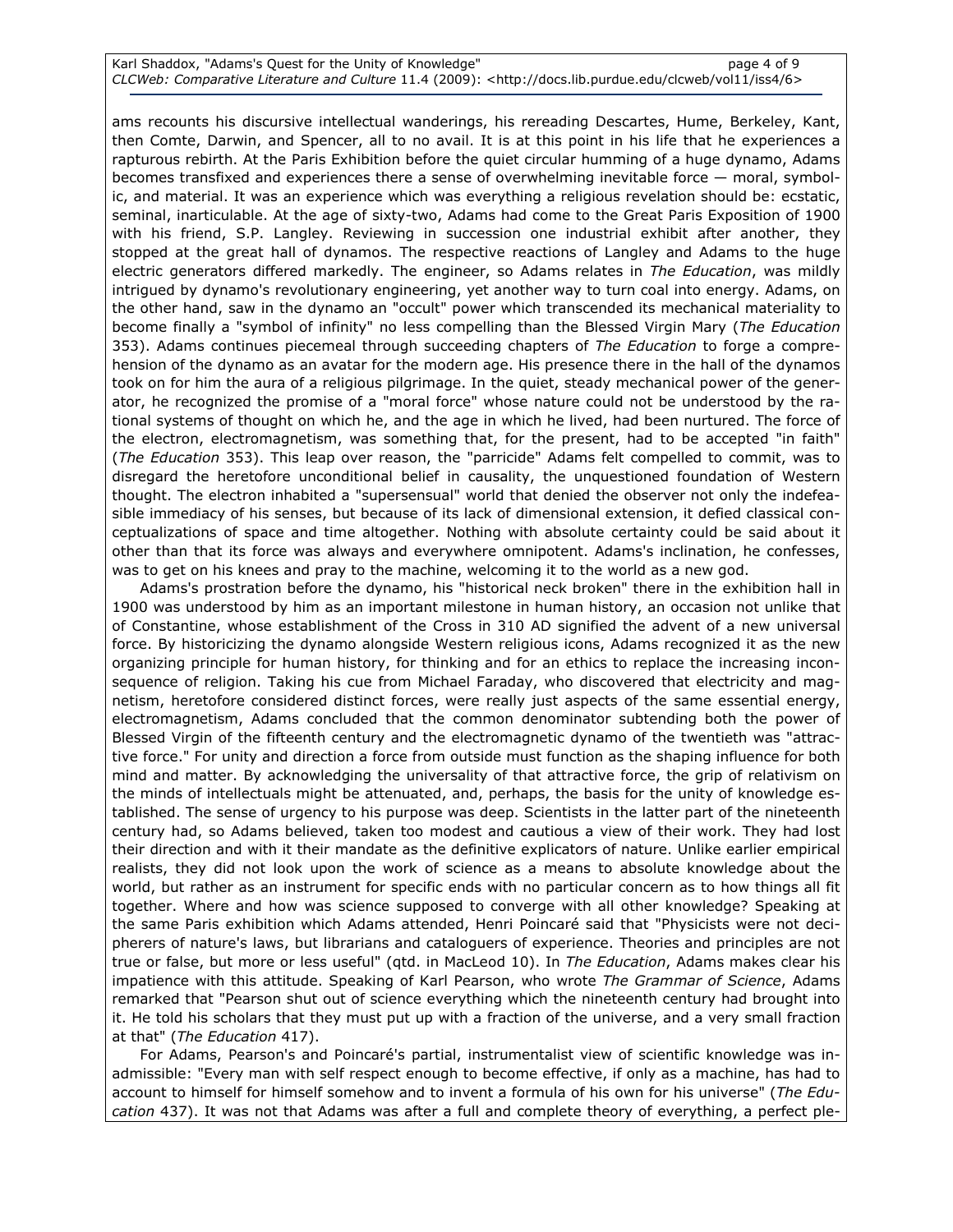ams recounts his discursive intellectual wanderings, his rereading Descartes, Hume, Berkeley, Kant, then Comte, Darwin, and Spencer, all to no avail. It is at this point in his life that he experiences a rapturous rebirth. At the Paris Exhibition before the quiet circular humming of a huge dynamo, Adams becomes transfixed and experiences there a sense of overwhelming inevitable force — moral, symbolic, and material. It was an experience which was everything a religious revelation should be: ecstatic, seminal, inarticulable. At the age of sixty-two, Adams had come to the Great Paris Exposition of 1900 with his friend, S.P. Langley. Reviewing in succession one industrial exhibit after another, they stopped at the great hall of dynamos. The respective reactions of Langley and Adams to the huge electric generators differed markedly. The engineer, so Adams relates in *The Education*, was mildly intrigued by dynamo's revolutionary engineering, yet another way to turn coal into energy. Adams, on the other hand, saw in the dynamo an "occult" power which transcended its mechanical materiality to become finally a "symbol of infinity" no less compelling than the Blessed Virgin Mary (*The Education* 353). Adams continues piecemeal through succeeding chapters of *The Education* to forge a comprehension of the dynamo as an avatar for the modern age. His presence there in the hall of the dynamos took on for him the aura of a religious pilgrimage. In the quiet, steady mechanical power of the generator, he recognized the promise of a "moral force" whose nature could not be understood by the rational systems of thought on which he, and the age in which he lived, had been nurtured. The force of the electron, electromagnetism, was something that, for the present, had to be accepted "in faith" (*The Education* 353). This leap over reason, the "parricide" Adams felt compelled to commit, was to disregard the heretofore unconditional belief in causality, the unquestioned foundation of Western thought. The electron inhabited a "supersensual" world that denied the observer not only the indefeasible immediacy of his senses, but because of its lack of dimensional extension, it defied classical conceptualizations of space and time altogether. Nothing with absolute certainty could be said about it other than that its force was always and everywhere omnipotent. Adams's inclination, he confesses, was to get on his knees and pray to the machine, welcoming it to the world as a new god.

Adams's prostration before the dynamo, his "historical neck broken" there in the exhibition hall in 1900 was understood by him as an important milestone in human history, an occasion not unlike that of Constantine, whose establishment of the Cross in 310 AD signified the advent of a new universal force. By historicizing the dynamo alongside Western religious icons, Adams recognized it as the new organizing principle for human history, for thinking and for an ethics to replace the increasing inconsequence of religion. Taking his cue from Michael Faraday, who discovered that electricity and magnetism, heretofore considered distinct forces, were really just aspects of the same essential energy, electromagnetism, Adams concluded that the common denominator subtending both the power of Blessed Virgin of the fifteenth century and the electromagnetic dynamo of the twentieth was "attractive force." For unity and direction a force from outside must function as the shaping influence for both mind and matter. By acknowledging the universality of that attractive force, the grip of relativism on the minds of intellectuals might be attenuated, and, perhaps, the basis for the unity of knowledge established. The sense of urgency to his purpose was deep. Scientists in the latter part of the nineteenth century had, so Adams believed, taken too modest and cautious a view of their work. They had lost their direction and with it their mandate as the definitive explicators of nature. Unlike earlier empirical realists, they did not look upon the work of science as a means to absolute knowledge about the world, but rather as an instrument for specific ends with no particular concern as to how things all fit together. Where and how was science supposed to converge with all other knowledge? Speaking at the same Paris exhibition which Adams attended, Henri Poincaré said that "Physicists were not decipherers of nature's laws, but librarians and cataloguers of experience. Theories and principles are not true or false, but more or less useful" (qtd. in MacLeod 10). In *The Education*, Adams makes clear his impatience with this attitude. Speaking of Karl Pearson, who wrote *The Grammar of Science*, Adams remarked that "Pearson shut out of science everything which the nineteenth century had brought into it. He told his scholars that they must put up with a fraction of the universe, and a very small fraction at that" (*The Education* 417).

For Adams, Pearson's and Poincaré's partial, instrumentalist view of scientific knowledge was inadmissible: "Every man with self respect enough to become effective, if only as a machine, has had to account to himself for himself somehow and to invent a formula of his own for his universe" (*The Education* 437). It was not that Adams was after a full and complete theory of everything, a perfect ple-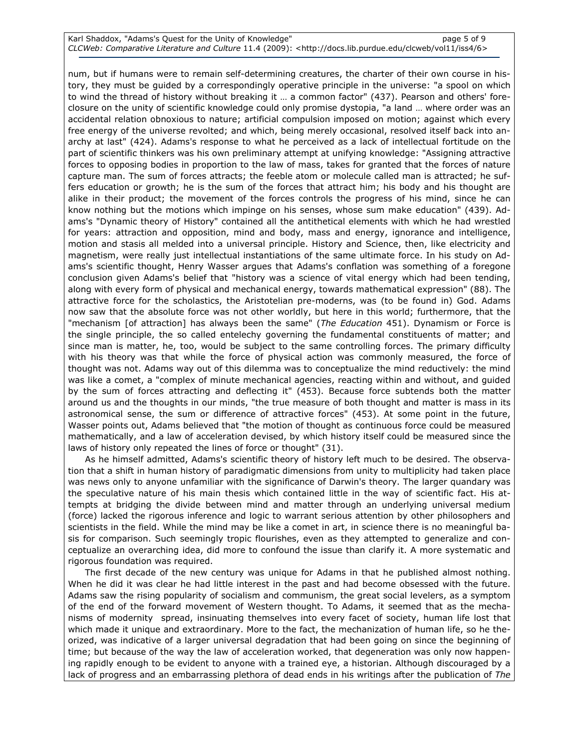num, but if humans were to remain self-determining creatures, the charter of their own course in history, they must be guided by a correspondingly operative principle in the universe: "a spool on which to wind the thread of history without breaking it … a common factor" (437). Pearson and others' foreclosure on the unity of scientific knowledge could only promise dystopia, "a land … where order was an accidental relation obnoxious to nature; artificial compulsion imposed on motion; against which every free energy of the universe revolted; and which, being merely occasional, resolved itself back into anarchy at last" (424). Adams's response to what he perceived as a lack of intellectual fortitude on the part of scientific thinkers was his own preliminary attempt at unifying knowledge: "Assigning attractive forces to opposing bodies in proportion to the law of mass, takes for granted that the forces of nature capture man. The sum of forces attracts; the feeble atom or molecule called man is attracted; he suffers education or growth; he is the sum of the forces that attract him; his body and his thought are alike in their product; the movement of the forces controls the progress of his mind, since he can know nothing but the motions which impinge on his senses, whose sum make education" (439). Adams's "Dynamic theory of History" contained all the antithetical elements with which he had wrestled for years: attraction and opposition, mind and body, mass and energy, ignorance and intelligence, motion and stasis all melded into a universal principle. History and Science, then, like electricity and magnetism, were really just intellectual instantiations of the same ultimate force. In his study on Adams's scientific thought, Henry Wasser argues that Adams's conflation was something of a foregone conclusion given Adams's belief that "history was a science of vital energy which had been tending, along with every form of physical and mechanical energy, towards mathematical expression" (88). The attractive force for the scholastics, the Aristotelian pre-moderns, was (to be found in) God. Adams now saw that the absolute force was not other worldly, but here in this world; furthermore, that the "mechanism [of attraction] has always been the same" (*The Education* 451). Dynamism or Force is the single principle, the so called entelechy governing the fundamental constituents of matter; and since man is matter, he, too, would be subject to the same controlling forces. The primary difficulty with his theory was that while the force of physical action was commonly measured, the force of thought was not. Adams way out of this dilemma was to conceptualize the mind reductively: the mind was like a comet, a "complex of minute mechanical agencies, reacting within and without, and guided by the sum of forces attracting and deflecting it" (453). Because force subtends both the matter around us and the thoughts in our minds, "the true measure of both thought and matter is mass in its astronomical sense, the sum or difference of attractive forces" (453). At some point in the future, Wasser points out, Adams believed that "the motion of thought as continuous force could be measured mathematically, and a law of acceleration devised, by which history itself could be measured since the laws of history only repeated the lines of force or thought" (31).

As he himself admitted, Adams's scientific theory of history left much to be desired. The observation that a shift in human history of paradigmatic dimensions from unity to multiplicity had taken place was news only to anyone unfamiliar with the significance of Darwin's theory. The larger quandary was the speculative nature of his main thesis which contained little in the way of scientific fact. His attempts at bridging the divide between mind and matter through an underlying universal medium (force) lacked the rigorous inference and logic to warrant serious attention by other philosophers and scientists in the field. While the mind may be like a comet in art, in science there is no meaningful basis for comparison. Such seemingly tropic flourishes, even as they attempted to generalize and conceptualize an overarching idea, did more to confound the issue than clarify it. A more systematic and rigorous foundation was required.

The first decade of the new century was unique for Adams in that he published almost nothing. When he did it was clear he had little interest in the past and had become obsessed with the future. Adams saw the rising popularity of socialism and communism, the great social levelers, as a symptom of the end of the forward movement of Western thought. To Adams, it seemed that as the mechanisms of modernity spread, insinuating themselves into every facet of society, human life lost that which made it unique and extraordinary. More to the fact, the mechanization of human life, so he theorized, was indicative of a larger universal degradation that had been going on since the beginning of time; but because of the way the law of acceleration worked, that degeneration was only now happening rapidly enough to be evident to anyone with a trained eye, a historian. Although discouraged by a lack of progress and an embarrassing plethora of dead ends in his writings after the publication of *The*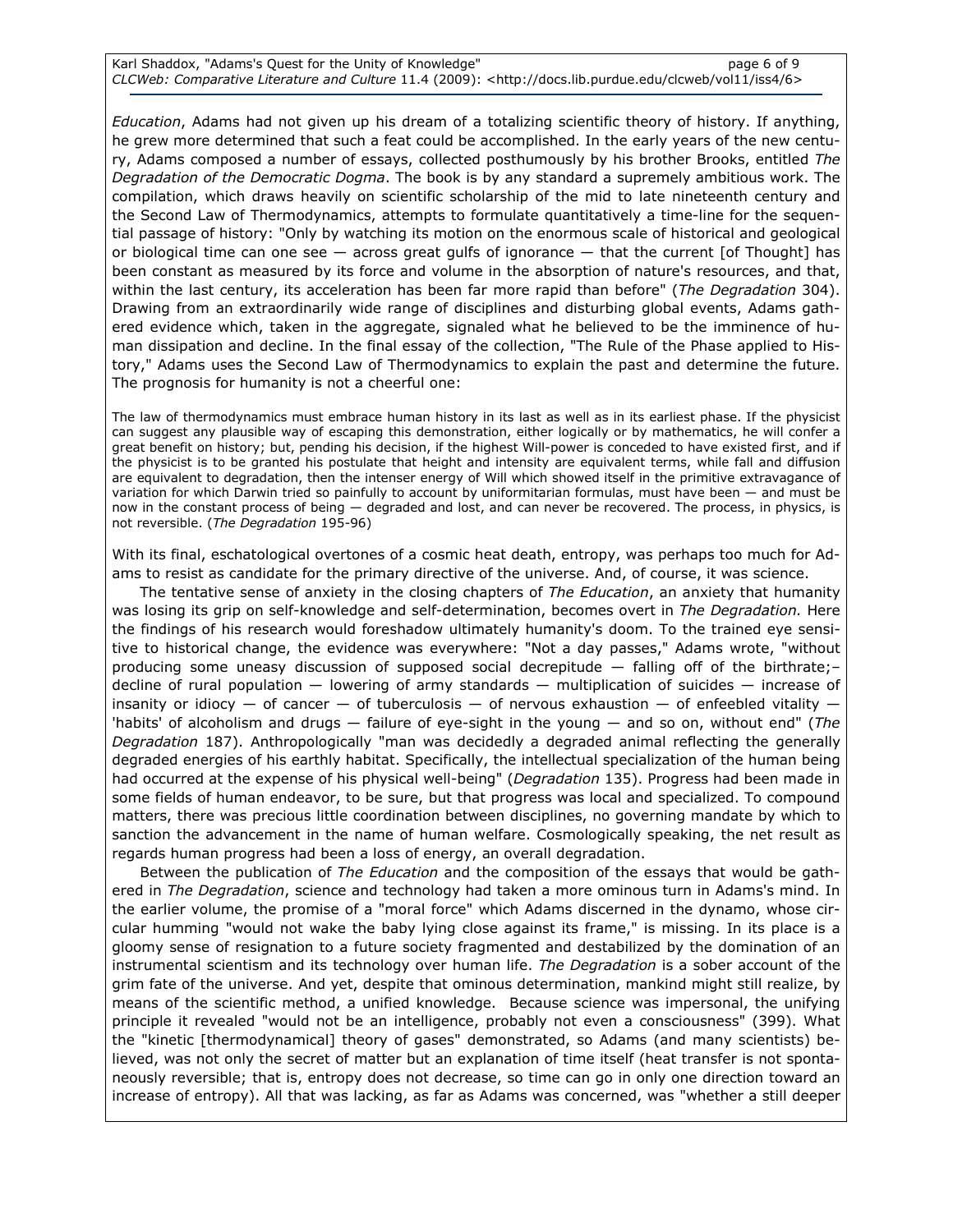*Education*, Adams had not given up his dream of a totalizing scientific theory of history. If anything, he grew more determined that such a feat could be accomplished. In the early years of the new century, Adams composed a number of essays, collected posthumously by his brother Brooks, entitled *The Degradation of the Democratic Dogma*. The book is by any standard a supremely ambitious work. The compilation, which draws heavily on scientific scholarship of the mid to late nineteenth century and the Second Law of Thermodynamics, attempts to formulate quantitatively a time-line for the sequential passage of history: "Only by watching its motion on the enormous scale of historical and geological or biological time can one see — across great gulfs of ignorance — that the current [of Thought] has been constant as measured by its force and volume in the absorption of nature's resources, and that, within the last century, its acceleration has been far more rapid than before" (*The Degradation* 304). Drawing from an extraordinarily wide range of disciplines and disturbing global events, Adams gathered evidence which, taken in the aggregate, signaled what he believed to be the imminence of human dissipation and decline. In the final essay of the collection, "The Rule of the Phase applied to History," Adams uses the Second Law of Thermodynamics to explain the past and determine the future. The prognosis for humanity is not a cheerful one:

> The law of thermodynamics must embrace human history in its last as well as in its earliest phase. If the physicist can suggest any plausible way of escaping this demonstration, either logically or by mathematics, he will confer a great benefit on history; but, pending his decision, if the highest Will-power is conceded to have existed first, and if the physicist is to be granted his postulate that height and intensity are equivalent terms, while fall and diffusion are equivalent to degradation, then the intenser energy of Will which showed itself in the primitive extravagance of variation for which Darwin tried so painfully to account by uniformitarian formulas, must have been — and must be now in the constant process of being — degraded and lost, and can never be recovered. The process, in physics, is not reversible. (*The Degradation* 195-96)

With its final, eschatological overtones of a cosmic heat death, entropy, was perhaps too much for Adams to resist as candidate for the primary directive of the universe. And, of course, it was science.

The tentative sense of anxiety in the closing chapters of *The Education*, an anxiety that humanity was losing its grip on self-knowledge and self-determination, becomes overt in *The Degradation.* Here the findings of his research would foreshadow ultimately humanity's doom. To the trained eye sensitive to historical change, the evidence was everywhere: "Not a day passes," Adams wrote, "without producing some uneasy discussion of supposed social decrepitude — falling off of the birthrate;–decline of rural population — lowering of army standards — multiplication of suicides — increase of insanity or idiocy — of cancer — of tuberculosis — of nervous exhaustion — of enfeebled vitality — 'habits' of alcoholism and drugs — failure of eye-sight in the young — and so on, without end" (*The Degradation* 187). Anthropologically "man was decidedly a degraded animal reflecting the generally degraded energies of his earthly habitat. Specifically, the intellectual specialization of the human being had occurred at the expense of his physical well-being" (*Degradation* 135). Progress had been made in some fields of human endeavor, to be sure, but that progress was local and specialized. To compound matters, there was precious little coordination between disciplines, no governing mandate by which to sanction the advancement in the name of human welfare. Cosmologically speaking, the net result as regards human progress had been a loss of energy, an overall degradation.

Between the publication of *The Education* and the composition of the essays that would be gathered in *The Degradation*, science and technology had taken a more ominous turn in Adams's mind. In the earlier volume, the promise of a "moral force" which Adams discerned in the dynamo, whose circular humming "would not wake the baby lying close against its frame," is missing. In its place is a gloomy sense of resignation to a future society fragmented and destabilized by the domination of an instrumental scientism and its technology over human life. *The Degradation* is a sober account of the grim fate of the universe. And yet, despite that ominous determination, mankind might still realize, by means of the scientific method, a unified knowledge. Because science was impersonal, the unifying principle it revealed "would not be an intelligence, probably not even a consciousness" (399). What the "kinetic [thermodynamical] theory of gases" demonstrated, so Adams (and many scientists) believed, was not only the secret of matter but an explanation of time itself (heat transfer is not spontaneously reversible; that is, entropy does not decrease, so time can go in only one direction toward an increase of entropy). All that was lacking, as far as Adams was concerned, was "whether a still deeper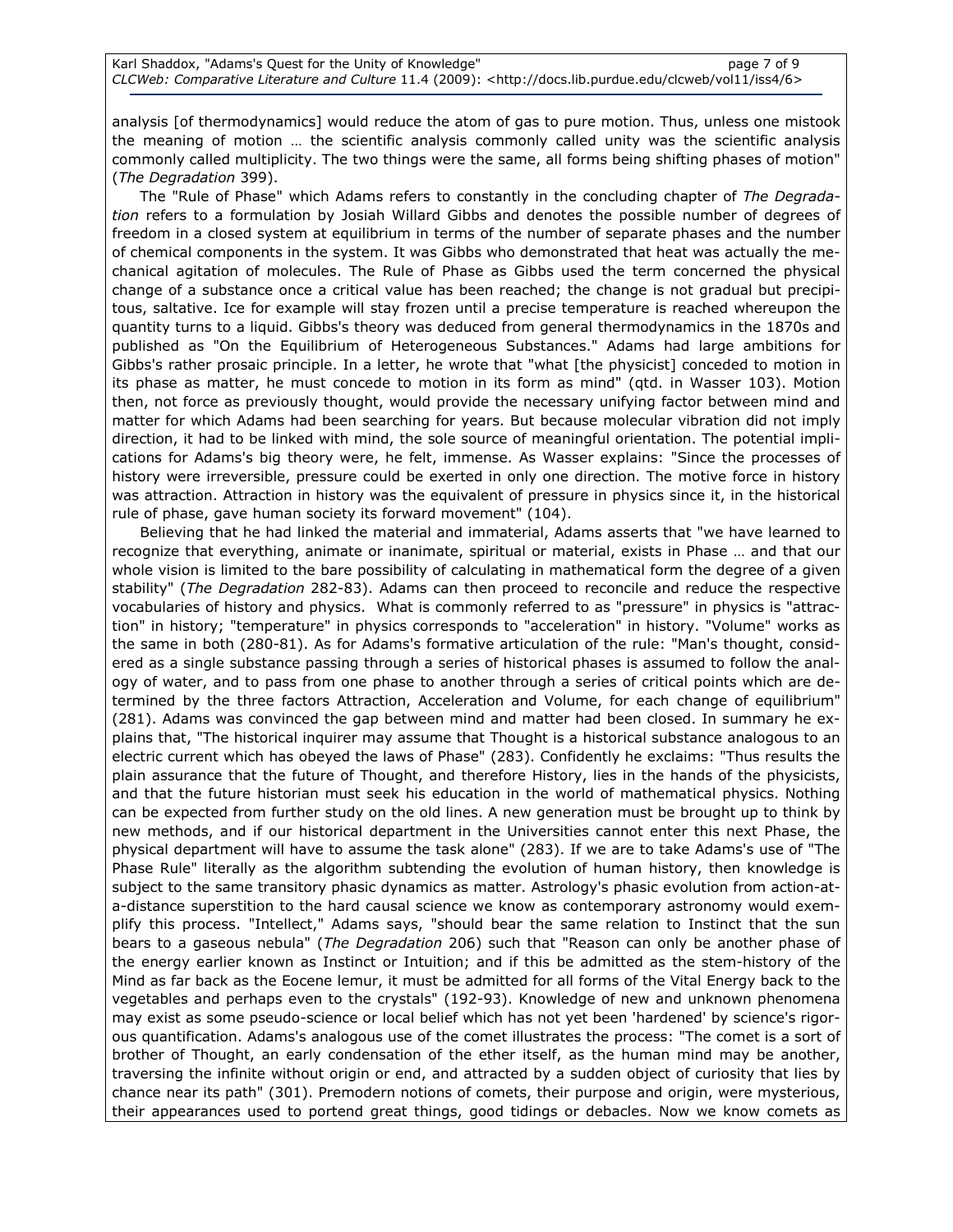analysis [of thermodynamics] would reduce the atom of gas to pure motion. Thus, unless one mistook the meaning of motion … the scientific analysis commonly called unity was the scientific analysis commonly called multiplicity. The two things were the same, all forms being shifting phases of motion" (*The Degradation* 399).

The "Rule of Phase" which Adams refers to constantly in the concluding chapter of *The Degradation* refers to a formulation by Josiah Willard Gibbs and denotes the possible number of degrees of freedom in a closed system at equilibrium in terms of the number of separate phases and the number of chemical components in the system. It was Gibbs who demonstrated that heat was actually the mechanical agitation of molecules. The Rule of Phase as Gibbs used the term concerned the physical change of a substance once a critical value has been reached; the change is not gradual but precipitous, saltative. Ice for example will stay frozen until a precise temperature is reached whereupon the quantity turns to a liquid. Gibbs's theory was deduced from general thermodynamics in the 1870s and published as "On the Equilibrium of Heterogeneous Substances." Adams had large ambitions for Gibbs's rather prosaic principle. In a letter, he wrote that "what [the physicist] conceded to motion in its phase as matter, he must concede to motion in its form as mind" (qtd. in Wasser 103). Motion then, not force as previously thought, would provide the necessary unifying factor between mind and matter for which Adams had been searching for years. But because molecular vibration did not imply direction, it had to be linked with mind, the sole source of meaningful orientation. The potential implications for Adams's big theory were, he felt, immense. As Wasser explains: "Since the processes of history were irreversible, pressure could be exerted in only one direction. The motive force in history was attraction. Attraction in history was the equivalent of pressure in physics since it, in the historical rule of phase, gave human society its forward movement" (104).

Believing that he had linked the material and immaterial, Adams asserts that "we have learned to recognize that everything, animate or inanimate, spiritual or material, exists in Phase … and that our whole vision is limited to the bare possibility of calculating in mathematical form the degree of a given stability" (*The Degradation* 282-83). Adams can then proceed to reconcile and reduce the respective vocabularies of history and physics. What is commonly referred to as "pressure" in physics is "attraction" in history; "temperature" in physics corresponds to "acceleration" in history. "Volume" works as the same in both (280-81). As for Adams's formative articulation of the rule: "Man's thought, considered as a single substance passing through a series of historical phases is assumed to follow the analogy of water, and to pass from one phase to another through a series of critical points which are determined by the three factors Attraction, Acceleration and Volume, for each change of equilibrium" (281). Adams was convinced the gap between mind and matter had been closed. In summary he explains that, "The historical inquirer may assume that Thought is a historical substance analogous to an electric current which has obeyed the laws of Phase" (283). Confidently he exclaims: "Thus results the plain assurance that the future of Thought, and therefore History, lies in the hands of the physicists, and that the future historian must seek his education in the world of mathematical physics. Nothing can be expected from further study on the old lines. A new generation must be brought up to think by new methods, and if our historical department in the Universities cannot enter this next Phase, the physical department will have to assume the task alone" (283). If we are to take Adams's use of "The Phase Rule" literally as the algorithm subtending the evolution of human history, then knowledge is subject to the same transitory phasic dynamics as matter. Astrology's phasic evolution from action-at-a-distance superstition to the hard causal science we know as contemporary astronomy would exemplify this process. "Intellect," Adams says, "should bear the same relation to Instinct that the sun bears to a gaseous nebula" (*The Degradation* 206) such that "Reason can only be another phase of the energy earlier known as Instinct or Intuition; and if this be admitted as the stem-history of the Mind as far back as the Eocene lemur, it must be admitted for all forms of the Vital Energy back to the vegetables and perhaps even to the crystals" (192-93). Knowledge of new and unknown phenomena may exist as some pseudo-science or local belief which has not yet been 'hardened' by science's rigorous quantification. Adams's analogous use of the comet illustrates the process: "The comet is a sort of brother of Thought, an early condensation of the ether itself, as the human mind may be another, traversing the infinite without origin or end, and attracted by a sudden object of curiosity that lies by chance near its path" (301). Premodern notions of comets, their purpose and origin, were mysterious, their appearances used to portend great things, good tidings or debacles. Now we know comets as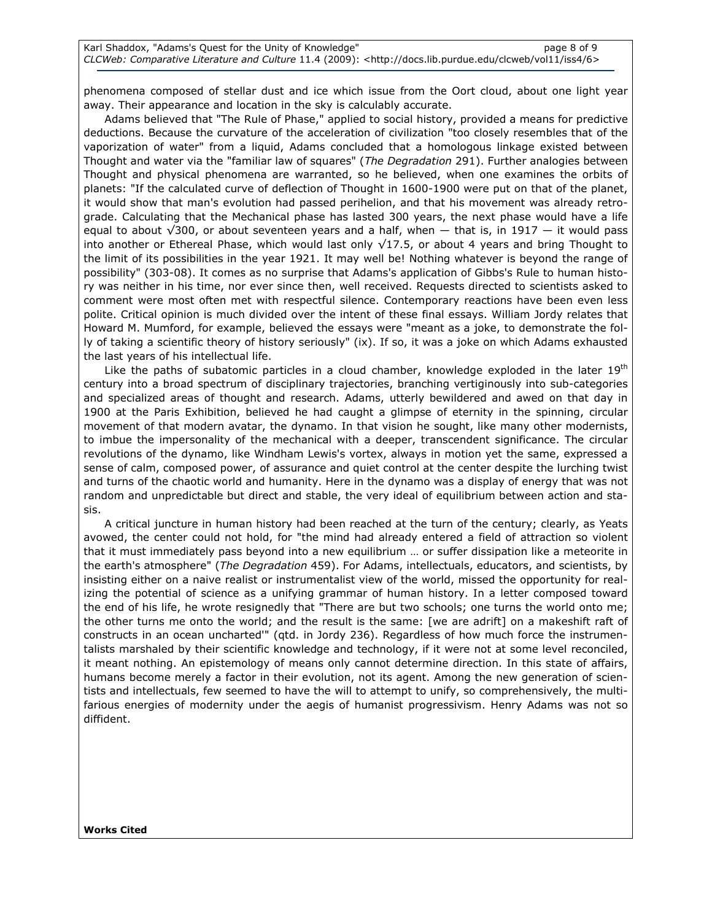phenomena composed of stellar dust and ice which issue from the Oort cloud, about one light year away. Their appearance and location in the sky is calculably accurate.

Adams believed that "The Rule of Phase," applied to social history, provided a means for predictive deductions. Because the curvature of the acceleration of civilization "too closely resembles that of the vaporization of water" from a liquid, Adams concluded that a homologous linkage existed between Thought and water via the "familiar law of squares" (*The Degradation* 291). Further analogies between Thought and physical phenomena are warranted, so he believed, when one examines the orbits of planets: "If the calculated curve of deflection of Thought in 1600-1900 were put on that of the planet, it would show that man's evolution had passed perihelion, and that his movement was already retrograde. Calculating that the Mechanical phase has lasted 300 years, the next phase would have a life equal to about $\sqrt{300}$, or about seventeen years and a half, when — that is, in 1917 — it would pass into another or Ethereal Phase, which would last only $\sqrt{17.5}$, or about 4 years and bring Thought to the limit of its possibilities in the year 1921. It may well be! Nothing whatever is beyond the range of possibility" (303-08). It comes as no surprise that Adams's application of Gibbs's Rule to human history was neither in his time, nor ever since then, well received. Requests directed to scientists asked to comment were most often met with respectful silence. Contemporary reactions have been even less polite. Critical opinion is much divided over the intent of these final essays. William Jordy relates that Howard M. Mumford, for example, believed the essays were "meant as a joke, to demonstrate the folly of taking a scientific theory of history seriously" (ix). If so, it was a joke on which Adams exhausted the last years of his intellectual life.

Like the paths of subatomic particles in a cloud chamber, knowledge exploded in the later 19th century into a broad spectrum of disciplinary trajectories, branching vertiginously into sub-categories and specialized areas of thought and research. Adams, utterly bewildered and awed on that day in 1900 at the Paris Exhibition, believed he had caught a glimpse of eternity in the spinning, circular movement of that modern avatar, the dynamo. In that vision he sought, like many other modernists, to imbue the impersonality of the mechanical with a deeper, transcendent significance. The circular revolutions of the dynamo, like Windham Lewis's vortex, always in motion yet the same, expressed a sense of calm, composed power, of assurance and quiet control at the center despite the lurching twist and turns of the chaotic world and humanity. Here in the dynamo was a display of energy that was not random and unpredictable but direct and stable, the very ideal of equilibrium between action and stasis.

A critical juncture in human history had been reached at the turn of the century; clearly, as Yeats avowed, the center could not hold, for "the mind had already entered a field of attraction so violent that it must immediately pass beyond into a new equilibrium … or suffer dissipation like a meteorite in the earth's atmosphere" (*The Degradation* 459). For Adams, intellectuals, educators, and scientists, by insisting either on a naive realist or instrumentalist view of the world, missed the opportunity for realizing the potential of science as a unifying grammar of human history. In a letter composed toward the end of his life, he wrote resignedly that "There are but two schools; one turns the world onto me; the other turns me onto the world; and the result is the same: [we are adrift] on a makeshift raft of constructs in an ocean uncharted'" (qtd. in Jordy 236). Regardless of how much force the instrumentalists marshaled by their scientific knowledge and technology, if it were not at some level reconciled, it meant nothing. An epistemology of means only cannot determine direction. In this state of affairs, humans become merely a factor in their evolution, not its agent. Among the new generation of scientists and intellectuals, few seemed to have the will to attempt to unify, so comprehensively, the multifarious energies of modernity under the aegis of humanist progressivism. Henry Adams was not so diffident.

**Works Cited**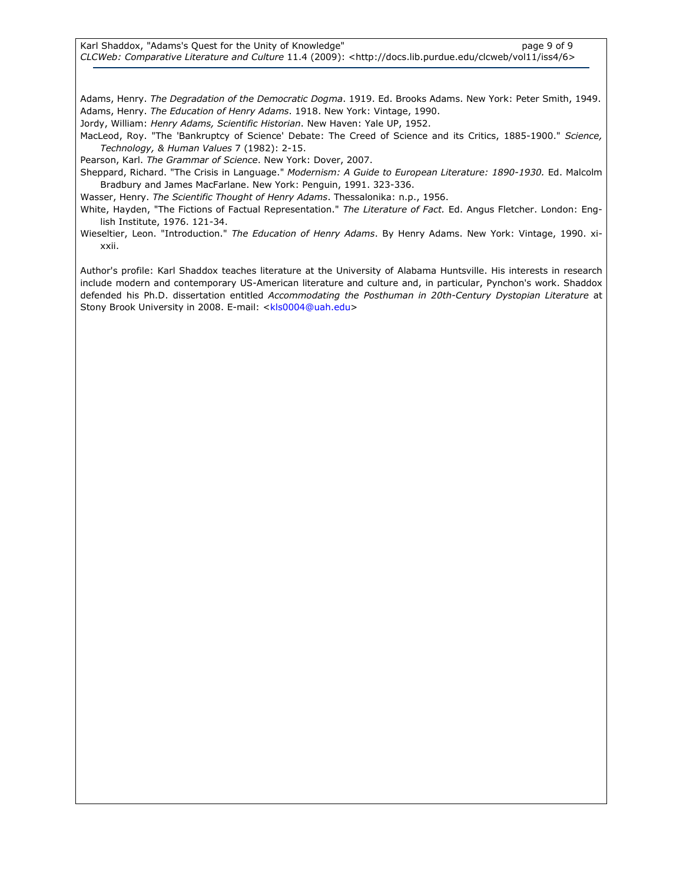Adams, Henry. *The Degradation of the Democratic Dogma*. 1919. Ed. Brooks Adams. New York: Peter Smith, 1949.

Adams, Henry. *The Education of Henry Adams*. 1918. New York: Vintage, 1990.

Jordy, William: *Henry Adams, Scientific Historian*. New Haven: Yale UP, 1952.

MacLeod, Roy. "The 'Bankruptcy of Science' Debate: The Creed of Science and its Critics, 1885-1900." *Science, Technology, & Human Values* 7 (1982): 2-15.

Pearson, Karl. *The Grammar of Science*. New York: Dover, 2007.

Sheppard, Richard. "The Crisis in Language." *Modernism: A Guide to European Literature: 1890-1930.* Ed. Malcolm Bradbury and James MacFarlane. New York: Penguin, 1991. 323-336.

Wasser, Henry. *The Scientific Thought of Henry Adams*. Thessalonika: n.p., 1956.

White, Hayden, "The Fictions of Factual Representation." *The Literature of Fact.* Ed. Angus Fletcher. London: English Institute, 1976. 121-34.

Wieseltier, Leon. "Introduction." *The Education of Henry Adams*. By Henry Adams. New York: Vintage, 1990. xi-xxii.

Author's profile: Karl Shaddox teaches literature at the University of Alabama Huntsville. His interests in research include modern and contemporary US-American literature and culture and, in particular, Pynchon's work. Shaddox defended his Ph.D. dissertation entitled *Accommodating the Posthuman in 20th-Century Dystopian Literature* at Stony Brook University in 2008. E-mail: <kls0004@uah.edu>